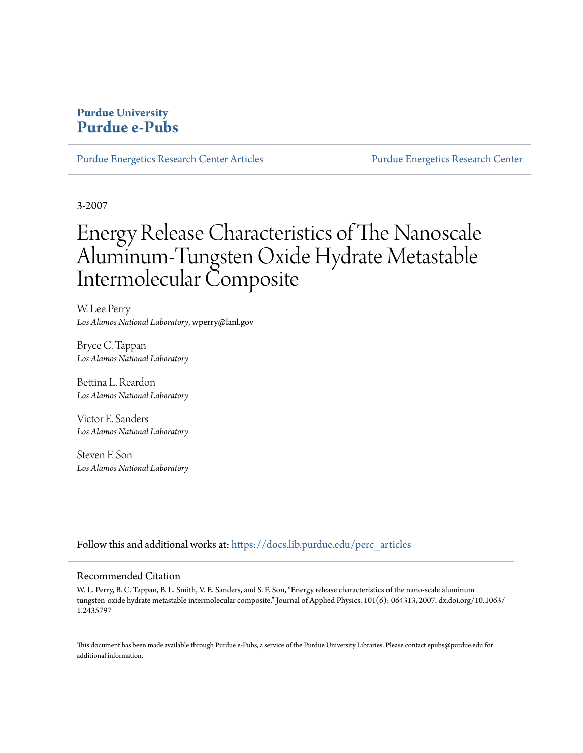**Purdue University**
**Purdue e-Pubs**

Purdue Energetics Research Center Articles | Purdue Energetics Research Center

3-2007

# Energy Release Characteristics of The Nanoscale Aluminum-Tungsten Oxide Hydrate Metastable Intermolecular Composite

W. Lee Perry
*Los Alamos National Laboratory*, wperry@lanl.gov

Bryce C. Tappan
*Los Alamos National Laboratory*

Bettina L. Reardon
*Los Alamos National Laboratory*

Victor E. Sanders
*Los Alamos National Laboratory*

Steven F. Son
*Los Alamos National Laboratory*

Follow this and additional works at: https://docs.lib.purdue.edu/perc_articles

## Recommended Citation

W. L. Perry, B. C. Tappan, B. L. Smith, V. E. Sanders, and S. F. Son, "Energy release characteristics of the nano-scale aluminum tungsten-oxide hydrate metastable intermolecular composite," Journal of Applied Physics, 101(6): 064313, 2007. dx.doi.org/10.1063/1.2435797

This document has been made available through Purdue e-Pubs, a service of the Purdue University Libraries. Please contact epubs@purdue.edu for additional information.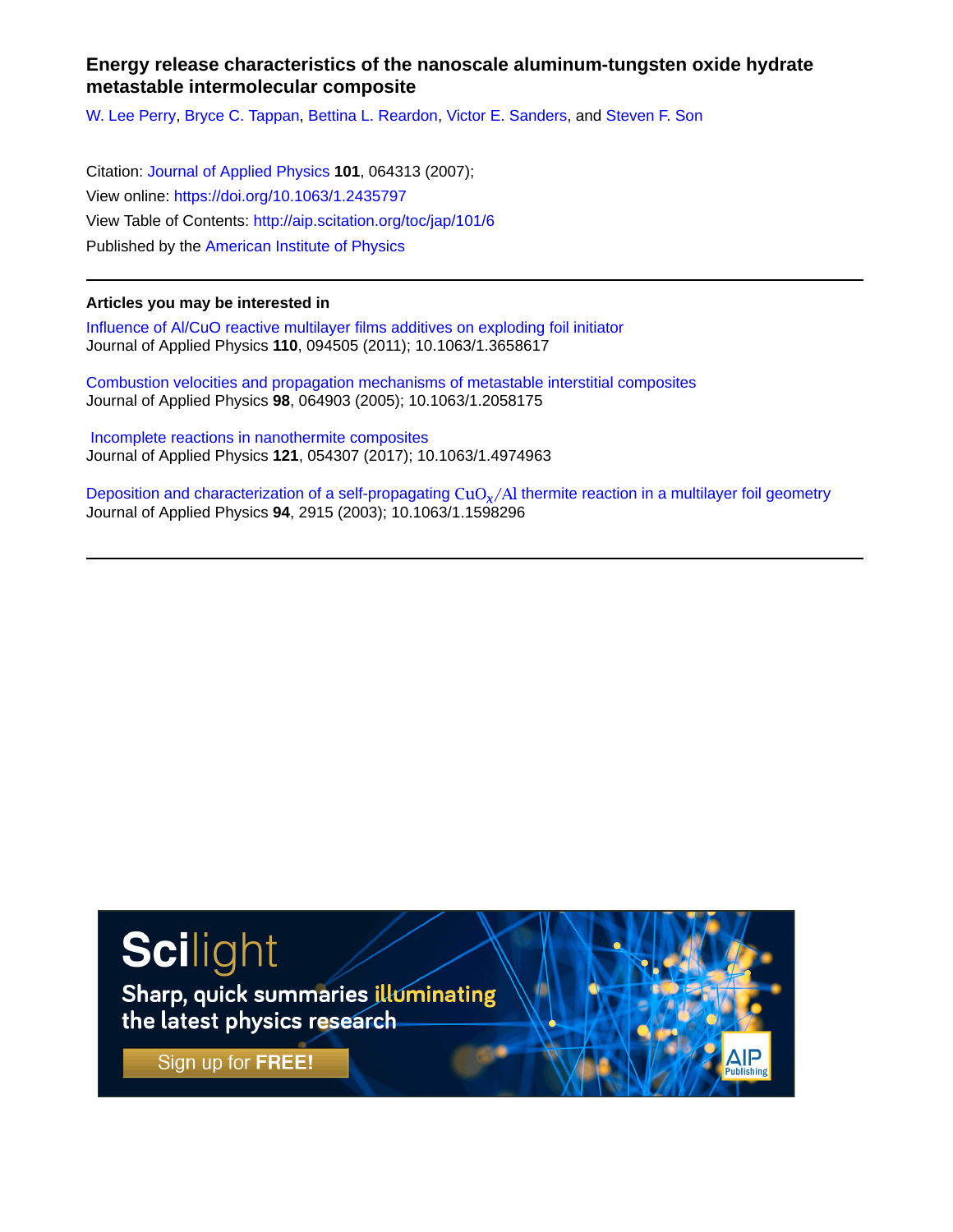# Energy release characteristics of the nanoscale aluminum-tungsten oxide hydrate metastable intermolecular composite

W. Lee Perry, Bryce C. Tappan, Bettina L. Reardon, Victor E. Sanders, and Steven F. Son

Citation: Journal of Applied Physics **101**, 064313 (2007);
View online: https://doi.org/10.1063/1.2435797
View Table of Contents: http://aip.scitation.org/toc/jap/101/6
Published by the American Institute of Physics

---

**Articles you may be interested in**

Influence of Al/CuO reactive multilayer films additives on exploding foil initiator
Journal of Applied Physics **110**, 094505 (2011); 10.1063/1.3658617

Combustion velocities and propagation mechanisms of metastable interstitial composites
Journal of Applied Physics **98**, 064903 (2005); 10.1063/1.2058175

Incomplete reactions in nanothermite composites
Journal of Applied Physics **121**, 054307 (2017); 10.1063/1.4974963

Deposition and characterization of a self-propagating $CuO_x/Al$ thermite reaction in a multilayer foil geometry
Journal of Applied Physics **94**, 2915 (2003); 10.1063/1.1598296

---

Scilight
Sharp, quick summaries illuminating the latest physics research
Sign up for FREE!
AIP Publishing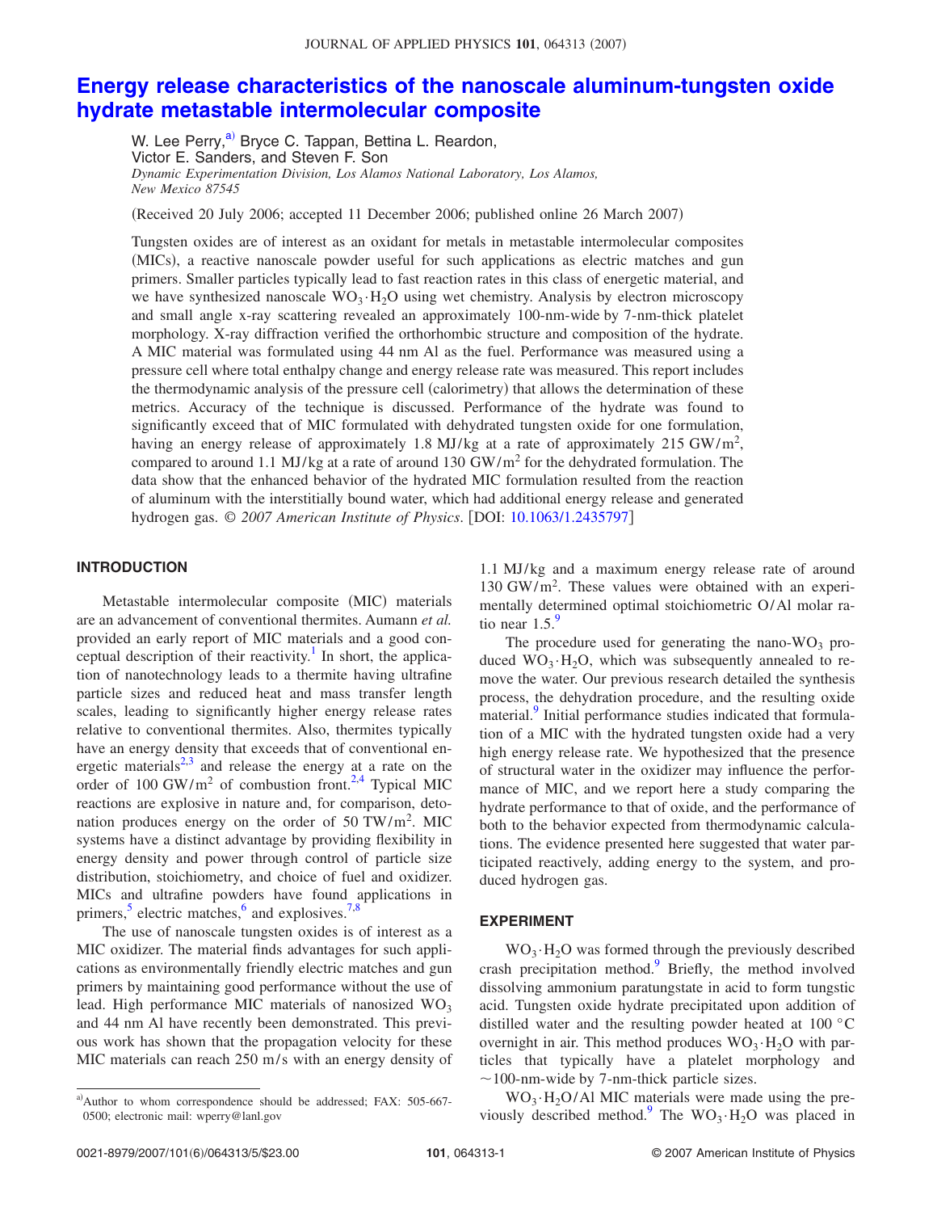# Energy release characteristics of the nanoscale aluminum-tungsten oxide hydrate metastable intermolecular composite

W. Lee Perry,[a)] Bryce C. Tappan, Bettina L. Reardon, Victor E. Sanders, and Steven F. Son

*Dynamic Experimentation Division, Los Alamos National Laboratory, Los Alamos, New Mexico 87545*

(Received 20 July 2006; accepted 11 December 2006; published online 26 March 2007)

Tungsten oxides are of interest as an oxidant for metals in metastable intermolecular composites (MICs), a reactive nanoscale powder useful for such applications as electric matches and gun primers. Smaller particles typically lead to fast reaction rates in this class of energetic material, and we have synthesized nanoscale $WO_3 \cdot H_2O$ using wet chemistry. Analysis by electron microscopy and small angle x-ray scattering revealed an approximately 100-nm-wide by 7-nm-thick platelet morphology. X-ray diffraction verified the orthorhombic structure and composition of the hydrate. A MIC material was formulated using 44 nm Al as the fuel. Performance was measured using a pressure cell where total enthalpy change and energy release rate was measured. This report includes the thermodynamic analysis of the pressure cell (calorimetry) that allows the determination of these metrics. Accuracy of the technique is discussed. Performance of the hydrate was found to significantly exceed that of MIC formulated with dehydrated tungsten oxide for one formulation, having an energy release of approximately 1.8 MJ/kg at a rate of approximately 215 GW/m$^2$, compared to around 1.1 MJ/kg at a rate of around 130 GW/m$^2$ for the dehydrated formulation. The data show that the enhanced behavior of the hydrated MIC formulation resulted from the reaction of aluminum with the interstitially bound water, which had additional energy release and generated hydrogen gas. © *2007 American Institute of Physics*. [DOI: 10.1063/1.2435797]

## INTRODUCTION

Metastable intermolecular composite (MIC) materials are an advancement of conventional thermites. Aumann *et al.* provided an early report of MIC materials and a good conceptual description of their reactivity.[1] In short, the application of nanotechnology leads to a thermite having ultrafine particle sizes and reduced heat and mass transfer length scales, leading to significantly higher energy release rates relative to conventional thermites. Also, thermites typically have an energy density that exceeds that of conventional energetic materials[2,3] and release the energy at a rate on the order of 100 GW/m$^2$ of combustion front.[2,4] Typical MIC reactions are explosive in nature and, for comparison, detonation produces energy on the order of 50 TW/m$^2$. MIC systems have a distinct advantage by providing flexibility in energy density and power through control of particle size distribution, stoichiometry, and choice of fuel and oxidizer. MICs and ultrafine powders have found applications in primers,[5] electric matches,[6] and explosives.[7,8]

The use of nanoscale tungsten oxides is of interest as a MIC oxidizer. The material finds advantages for such applications as environmentally friendly electric matches and gun primers by maintaining good performance without the use of lead. High performance MIC materials of nanosized $WO_3$ and 44 nm Al have recently been demonstrated. This previous work has shown that the propagation velocity for these MIC materials can reach 250 m/s with an energy density of 1.1 MJ/kg and a maximum energy release rate of around 130 GW/m$^2$. These values were obtained with an experimentally determined optimal stoichiometric O/Al molar ratio near 1.5.[9]

The procedure used for generating the nano-$WO_3$ produced $WO_3 \cdot H_2O$, which was subsequently annealed to remove the water. Our previous research detailed the synthesis process, the dehydration procedure, and the resulting oxide material.[9] Initial performance studies indicated that formulation of a MIC with the hydrated tungsten oxide had a very high energy release rate. We hypothesized that the presence of structural water in the oxidizer may influence the performance of MIC, and we report here a study comparing the hydrate performance to that of oxide, and the performance of both to the behavior expected from thermodynamic calculations. The evidence presented here suggested that water participated reactively, adding energy to the system, and produced hydrogen gas.

## EXPERIMENT

$WO_3 \cdot H_2O$ was formed through the previously described crash precipitation method.[9] Briefly, the method involved dissolving ammonium paratungstate in acid to form tungstic acid. Tungsten oxide hydrate precipitated upon addition of distilled water and the resulting powder heated at 100 °C overnight in air. This method produces $WO_3 \cdot H_2O$ with particles that typically have a platelet morphology and ~100-nm-wide by 7-nm-thick particle sizes.

$WO_3 \cdot H_2O$/Al MIC materials were made using the previously described method.[9] The $WO_3 \cdot H_2O$ was placed in

[a)]Author to whom correspondence should be addressed; FAX: 505-667-0500; electronic mail: wperry@lanl.gov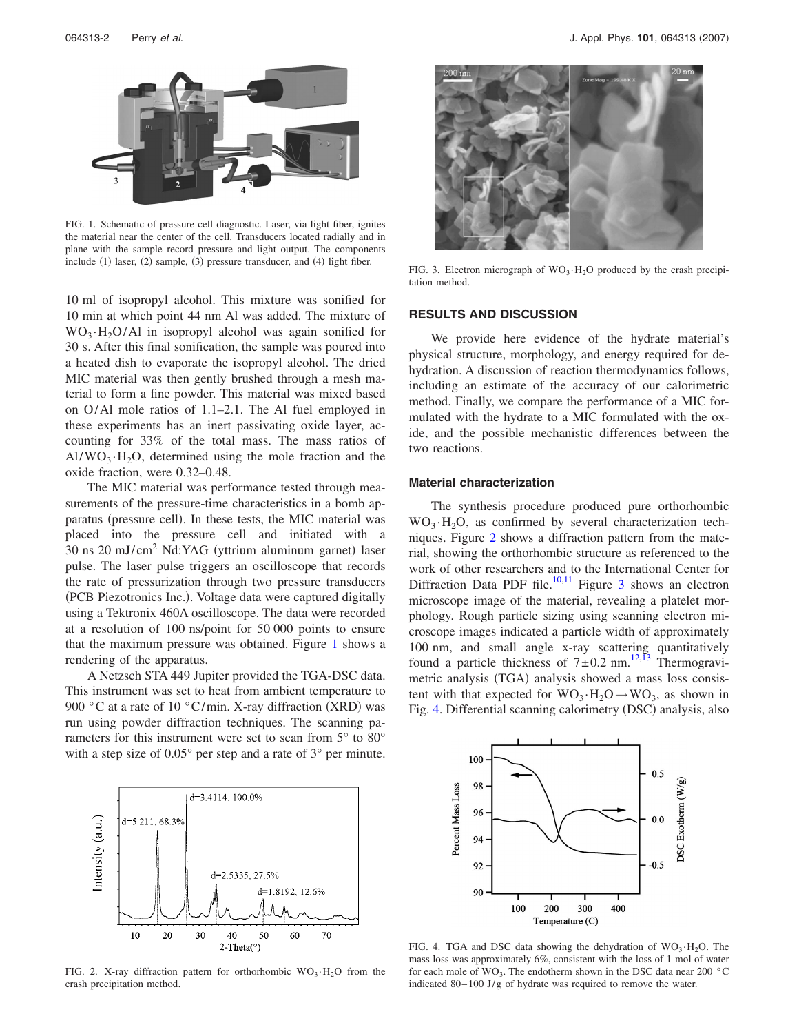FIG. 1. Schematic of pressure cell diagnostic. Laser, via light fiber, ignites the material near the center of the cell. Transducers located radially and in plane with the sample record pressure and light output. The components include (1) laser, (2) sample, (3) pressure transducer, and (4) light fiber.

10 ml of isopropyl alcohol. This mixture was sonified for 10 min at which point 44 nm Al was added. The mixture of $WO_3 \cdot H_2O/Al$ in isopropyl alcohol was again sonified for 30 s. After this final sonification, the sample was poured into a heated dish to evaporate the isopropyl alcohol. The dried MIC material was then gently brushed through a mesh material to form a fine powder. This material was mixed based on O/Al mole ratios of 1.1–2.1. The Al fuel employed in these experiments has an inert passivating oxide layer, accounting for 33% of the total mass. The mass ratios of $Al/WO_3 \cdot H_2O$, determined using the mole fraction and the oxide fraction, were 0.32–0.48.

The MIC material was performance tested through measurements of the pressure-time characteristics in a bomb apparatus (pressure cell). In these tests, the MIC material was placed into the pressure cell and initiated with a 30 ns 20 mJ/cm$^2$ Nd:YAG (yttrium aluminum garnet) laser pulse. The laser pulse triggers an oscilloscope that records the rate of pressurization through two pressure transducers (PCB Piezotronics Inc.). Voltage data were captured digitally using a Tektronix 460A oscilloscope. The data were recorded at a resolution of 100 ns/point for 50 000 points to ensure that the maximum pressure was obtained. Figure 1 shows a rendering of the apparatus.

A Netzsch STA 449 Jupiter provided the TGA-DSC data. This instrument was set to heat from ambient temperature to 900 °C at a rate of 10 °C/min. X-ray diffraction (XRD) was run using powder diffraction techniques. The scanning parameters for this instrument were set to scan from 5° to 80° with a step size of 0.05° per step and a rate of 3° per minute.

FIG. 2. X-ray diffraction pattern for orthorhombic $WO_3 \cdot H_2O$ from the crash precipitation method.

FIG. 3. Electron micrograph of $WO_3 \cdot H_2O$ produced by the crash precipitation method.

## RESULTS AND DISCUSSION

We provide here evidence of the hydrate material's physical structure, morphology, and energy required for dehydration. A discussion of reaction thermodynamics follows, including an estimate of the accuracy of our calorimetric method. Finally, we compare the performance of a MIC formulated with the hydrate to a MIC formulated with the oxide, and the possible mechanistic differences between the two reactions.

### Material characterization

The synthesis procedure produced pure orthorhombic $WO_3 \cdot H_2O$, as confirmed by several characterization techniques. Figure 2 shows a diffraction pattern from the material, showing the orthorhombic structure as referenced to the work of other researchers and to the International Center for Diffraction Data PDF file.[10,11] Figure 3 shows an electron microscope image of the material, revealing a platelet morphology. Rough particle sizing using scanning electron microscope images indicated a particle width of approximately 100 nm, and small angle x-ray scattering quantitatively found a particle thickness of $7 \pm 0.2$ nm.[12,13] Thermogravimetric analysis (TGA) analysis showed a mass loss consistent with that expected for $WO_3 \cdot H_2O \rightarrow WO_3$, as shown in Fig. 4. Differential scanning calorimetry (DSC) analysis, also

FIG. 4. TGA and DSC data showing the dehydration of $WO_3 \cdot H_2O$. The mass loss was approximately 6%, consistent with the loss of 1 mol of water for each mole of $WO_3$. The endotherm shown in the DSC data near 200 °C indicated 80–100 J/g of hydrate was required to remove the water.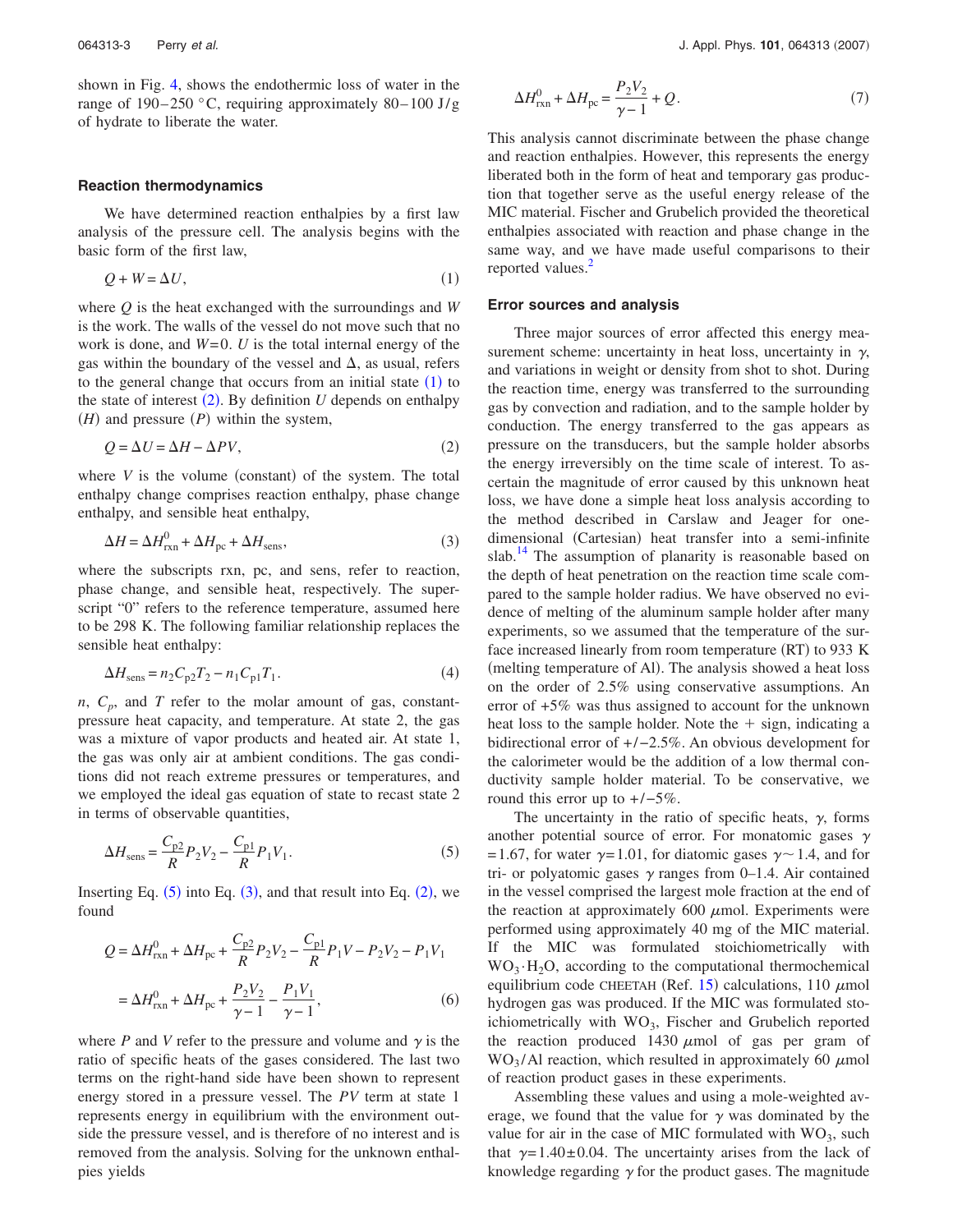shown in Fig. 4, shows the endothermic loss of water in the range of 190–250 °C, requiring approximately 80–100 J/g of hydrate to liberate the water.

### Reaction thermodynamics

We have determined reaction enthalpies by a first law analysis of the pressure cell. The analysis begins with the basic form of the first law,

$$Q + W = \Delta U, \tag{1}$$

where $Q$ is the heat exchanged with the surroundings and $W$ is the work. The walls of the vessel do not move such that no work is done, and $W=0$. $U$ is the total internal energy of the gas within the boundary of the vessel and $\Delta$, as usual, refers to the general change that occurs from an initial state (1) to the state of interest (2). By definition $U$ depends on enthalpy ($H$) and pressure ($P$) within the system,

$$Q = \Delta U = \Delta H - \Delta PV, \tag{2}$$

where $V$ is the volume (constant) of the system. The total enthalpy change comprises reaction enthalpy, phase change enthalpy, and sensible heat enthalpy,

$$\Delta H = \Delta H^0_{\text{rxn}} + \Delta H_{\text{pc}} + \Delta H_{\text{sens}}, \tag{3}$$

where the subscripts rxn, pc, and sens, refer to reaction, phase change, and sensible heat, respectively. The superscript "0" refers to the reference temperature, assumed here to be 298 K. The following familiar relationship replaces the sensible heat enthalpy:

$$\Delta H_{\text{sens}} = n_2 C_{p2} T_2 - n_1 C_{p1} T_1. \tag{4}$$

$n$, $C_p$, and $T$ refer to the molar amount of gas, constant-pressure heat capacity, and temperature. At state 2, the gas was a mixture of vapor products and heated air. At state 1, the gas was only air at ambient conditions. The gas conditions did not reach extreme pressures or temperatures, and we employed the ideal gas equation of state to recast state 2 in terms of observable quantities,

$$\Delta H_{\text{sens}} = \frac{C_{p2}}{R} P_2 V_2 - \frac{C_{p1}}{R} P_1 V_1. \tag{5}$$

Inserting Eq. (5) into Eq. (3), and that result into Eq. (2), we found

$$\begin{aligned} Q &= \Delta H^0_{\text{rxn}} + \Delta H_{\text{pc}} + \frac{C_{p2}}{R} P_2 V_2 - \frac{C_{p1}}{R} P_1 V - P_2 V_2 - P_1 V_1 \\ &= \Delta H^0_{\text{rxn}} + \Delta H_{\text{pc}} + \frac{P_2 V_2}{\gamma - 1} - \frac{P_1 V_1}{\gamma - 1}, \end{aligned} \tag{6}$$

where $P$ and $V$ refer to the pressure and volume and $\gamma$ is the ratio of specific heats of the gases considered. The last two terms on the right-hand side have been shown to represent energy stored in a pressure vessel. The $PV$ term at state 1 represents energy in equilibrium with the environment outside the pressure vessel, and is therefore of no interest and is removed from the analysis. Solving for the unknown enthalpies yields

$$\Delta H^0_{\text{rxn}} + \Delta H_{\text{pc}} = \frac{P_2 V_2}{\gamma - 1} + Q. \tag{7}$$

This analysis cannot discriminate between the phase change and reaction enthalpies. However, this represents the energy liberated both in the form of heat and temporary gas production that together serve as the useful energy release of the MIC material. Fischer and Grubelich provided the theoretical enthalpies associated with reaction and phase change in the same way, and we have made useful comparisons to their reported values.[2]

### Error sources and analysis

Three major sources of error affected this energy measurement scheme: uncertainty in heat loss, uncertainty in $\gamma$, and variations in weight or density from shot to shot. During the reaction time, energy was transferred to the surrounding gas by convection and radiation, and to the sample holder by conduction. The energy transferred to the gas appears as pressure on the transducers, but the sample holder absorbs the energy irreversibly on the time scale of interest. To ascertain the magnitude of error caused by this unknown heat loss, we have done a simple heat loss analysis according to the method described in Carslaw and Jeager for one-dimensional (Cartesian) heat transfer into a semi-infinite slab.[14] The assumption of planarity is reasonable based on the depth of heat penetration on the reaction time scale compared to the sample holder radius. We have observed no evidence of melting of the aluminum sample holder after many experiments, so we assumed that the temperature of the surface increased linearly from room temperature (RT) to 933 K (melting temperature of Al). The analysis showed a heat loss on the order of 2.5% using conservative assumptions. An error of +5% was thus assigned to account for the unknown heat loss to the sample holder. Note the + sign, indicating a bidirectional error of +/−2.5%. An obvious development for the calorimeter would be the addition of a low thermal conductivity sample holder material. To be conservative, we round this error up to +/−5%.

The uncertainty in the ratio of specific heats, $\gamma$, forms another potential source of error. For monatomic gases $\gamma = 1.67$, for water $\gamma = 1.01$, for diatomic gases $\gamma \sim 1.4$, and for tri- or polyatomic gases $\gamma$ ranges from 0–1.4. Air contained in the vessel comprised the largest mole fraction at the end of the reaction at approximately 600 $\mu$mol. Experiments were performed using approximately 40 mg of the MIC material. If the MIC was formulated stoichiometrically with $WO_3 \cdot H_2O$, according to the computational thermochemical equilibrium code CHEETAH (Ref. 15) calculations, 110 $\mu$mol hydrogen gas was produced. If the MIC was formulated stoichiometrically with $WO_3$, Fischer and Grubelich reported the reaction produced 1430 $\mu$mol of gas per gram of $WO_3$/Al reaction, which resulted in approximately 60 $\mu$mol of reaction product gases in these experiments.

Assembling these values and using a mole-weighted average, we found that the value for $\gamma$ was dominated by the value for air in the case of MIC formulated with $WO_3$, such that $\gamma = 1.40 \pm 0.04$. The uncertainty arises from the lack of knowledge regarding $\gamma$ for the product gases. The magnitude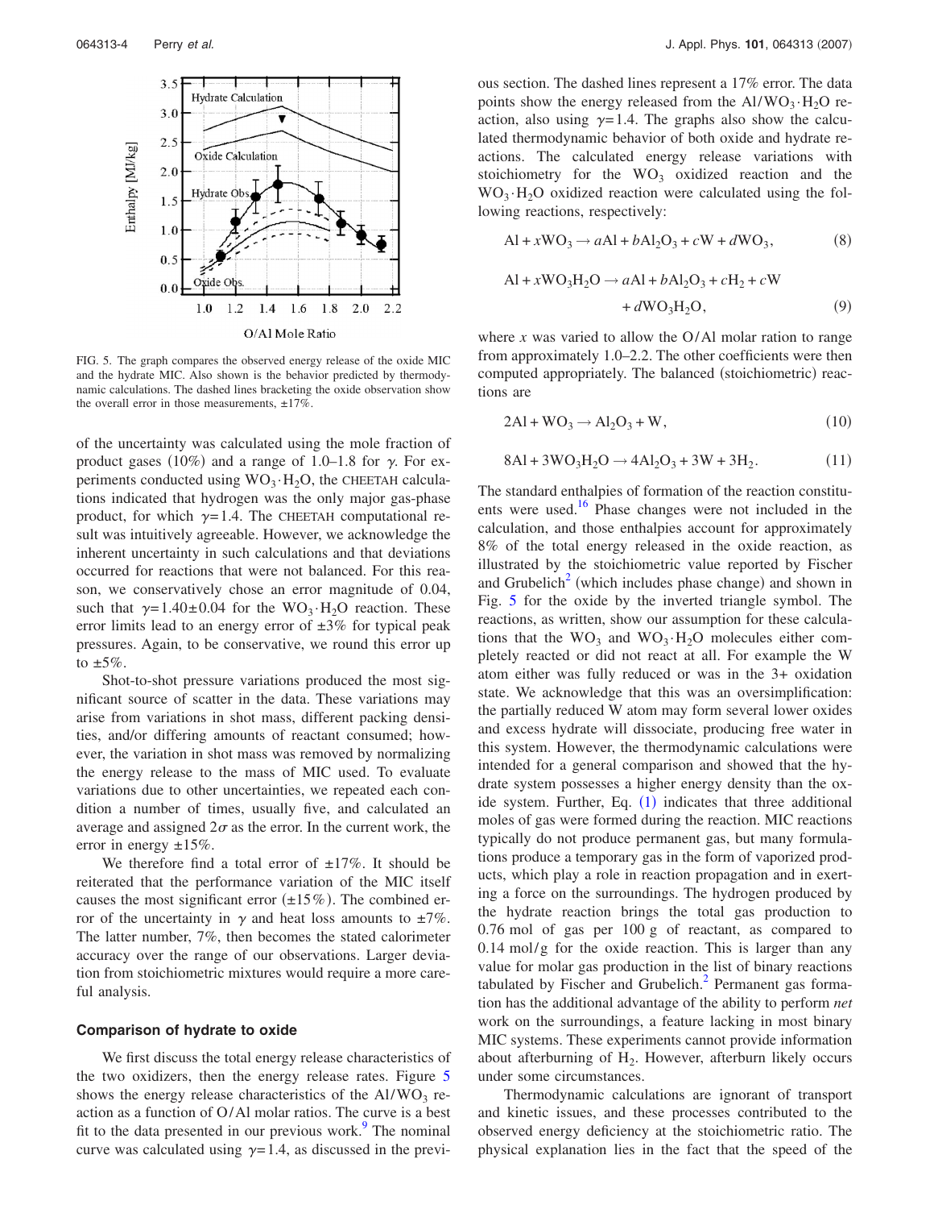FIG. 5. The graph compares the observed energy release of the oxide MIC and the hydrate MIC. Also shown is the behavior predicted by thermodynamic calculations. The dashed lines bracketing the oxide observation show the overall error in those measurements, ±17%.

of the uncertainty was calculated using the mole fraction of product gases (10%) and a range of 1.0–1.8 for $\gamma$. For experiments conducted using $WO_3 \cdot H_2O$, the CHEETAH calculations indicated that hydrogen was the only major gas-phase product, for which $\gamma=1.4$. The CHEETAH computational result was intuitively agreeable. However, we acknowledge the inherent uncertainty in such calculations and that deviations occurred for reactions that were not balanced. For this reason, we conservatively chose an error magnitude of 0.04, such that $\gamma=1.40\pm0.04$ for the $WO_3 \cdot H_2O$ reaction. These error limits lead to an energy error of ±3% for typical peak pressures. Again, to be conservative, we round this error up to ±5%.

Shot-to-shot pressure variations produced the most significant source of scatter in the data. These variations may arise from variations in shot mass, different packing densities, and/or differing amounts of reactant consumed; however, the variation in shot mass was removed by normalizing the energy release to the mass of MIC used. To evaluate variations due to other uncertainties, we repeated each condition a number of times, usually five, and calculated an average and assigned $2\sigma$ as the error. In the current work, the error in energy ±15%.

We therefore find a total error of ±17%. It should be reiterated that the performance variation of the MIC itself causes the most significant error (±15%). The combined error of the uncertainty in $\gamma$ and heat loss amounts to ±7%. The latter number, 7%, then becomes the stated calorimeter accuracy over the range of our observations. Larger deviation from stoichiometric mixtures would require a more careful analysis.

### Comparison of hydrate to oxide

We first discuss the total energy release characteristics of the two oxidizers, then the energy release rates. Figure 5 shows the energy release characteristics of the $Al/WO_3$ reaction as a function of O/Al molar ratios. The curve is a best fit to the data presented in our previous work.[9] The nominal curve was calculated using $\gamma=1.4$, as discussed in the previous section. The dashed lines represent a 17% error. The data points show the energy released from the $Al/WO_3 \cdot H_2O$ reaction, also using $\gamma=1.4$. The graphs also show the calculated thermodynamic behavior of both oxide and hydrate reactions. The calculated energy release variations with stoichiometry for the $WO_3$ oxidized reaction and the $WO_3 \cdot H_2O$ oxidized reaction were calculated using the following reactions, respectively:

$$Al + xWO_3 \rightarrow aAl + bAl_2O_3 + cW + dWO_3, \quad (8)$$

$$Al + xWO_3H_2O \rightarrow aAl + bAl_2O_3 + cH_2 + cW + dWO_3H_2O, \quad (9)$$

where $x$ was varied to allow the O/Al molar ration to range from approximately 1.0–2.2. The other coefficients were then computed appropriately. The balanced (stoichiometric) reactions are

$$2Al + WO_3 \rightarrow Al_2O_3 + W, \quad (10)$$

$$8Al + 3WO_3H_2O \rightarrow 4Al_2O_3 + 3W + 3H_2. \quad (11)$$

The standard enthalpies of formation of the reaction constituents were used.[16] Phase changes were not included in the calculation, and those enthalpies account for approximately 8% of the total energy released in the oxide reaction, as illustrated by the stoichiometric value reported by Fischer and Grubelich[2] (which includes phase change) and shown in Fig. 5 for the oxide by the inverted triangle symbol. The reactions, as written, show our assumption for these calculations that the $WO_3$ and $WO_3 \cdot H_2O$ molecules either completely reacted or did not react at all. For example the W atom either was fully reduced or was in the 3+ oxidation state. We acknowledge that this was an oversimplification: the partially reduced W atom may form several lower oxides and excess hydrate will dissociate, producing free water in this system. However, the thermodynamic calculations were intended for a general comparison and showed that the hydrate system possesses a higher energy density than the oxide system. Further, Eq. (1) indicates that three additional moles of gas were formed during the reaction. MIC reactions typically do not produce permanent gas, but many formulations produce a temporary gas in the form of vaporized products, which play a role in reaction propagation and in exerting a force on the surroundings. The hydrogen produced by the hydrate reaction brings the total gas production to 0.76 mol of gas per 100 g of reactant, as compared to 0.14 mol/g for the oxide reaction. This is larger than any value for molar gas production in the list of binary reactions tabulated by Fischer and Grubelich.[2] Permanent gas formation has the additional advantage of the ability to perform *net* work on the surroundings, a feature lacking in most binary MIC systems. These experiments cannot provide information about afterburning of $H_2$. However, afterburn likely occurs under some circumstances.

Thermodynamic calculations are ignorant of transport and kinetic issues, and these processes contributed to the observed energy deficiency at the stoichiometric ratio. The physical explanation lies in the fact that the speed of the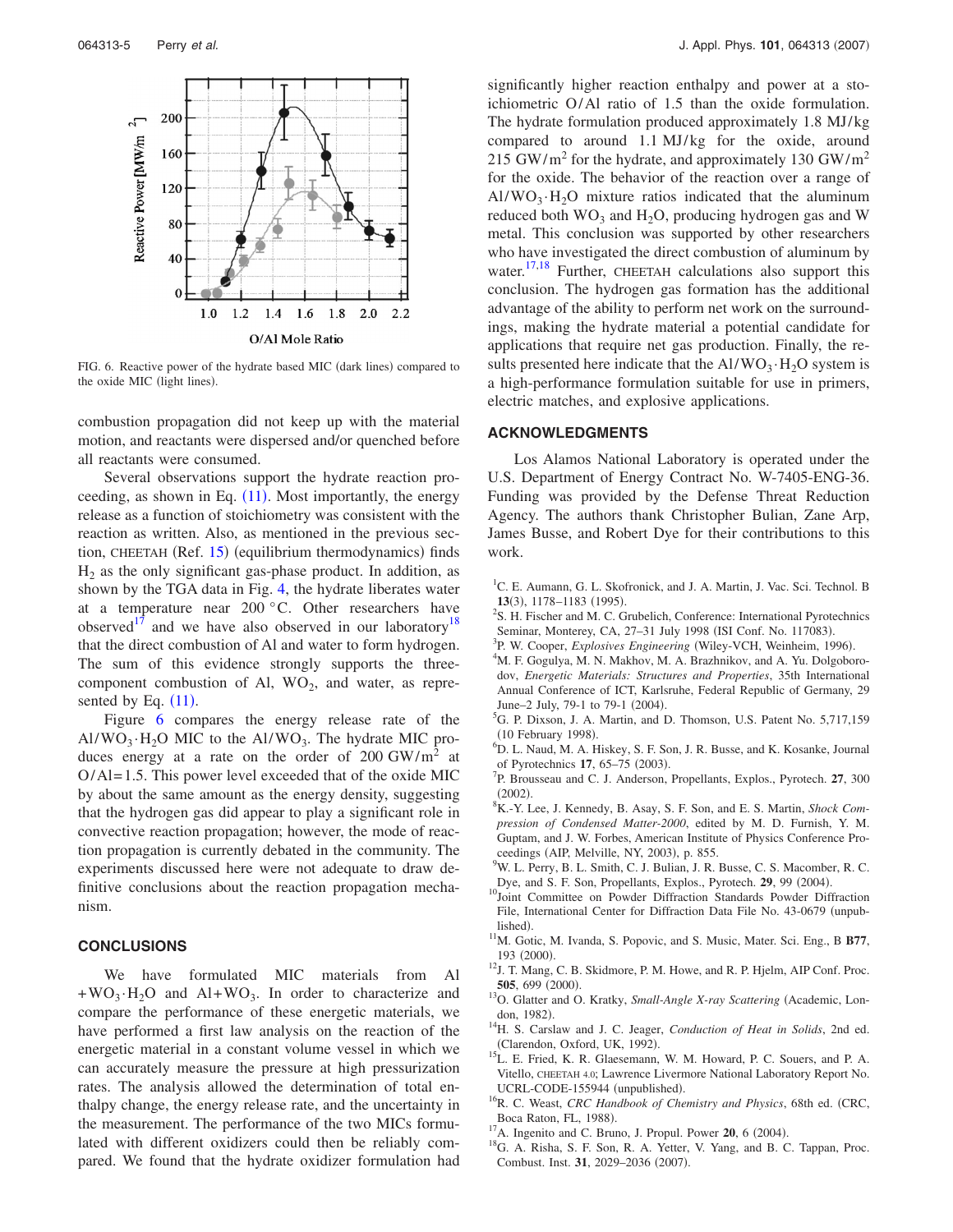Reactive Power [MW/m$^2$]

200
160
120
80
40
0

1.0 1.2 1.4 1.6 1.8 2.0 2.2

O/Al Mole Ratio

FIG. 6. Reactive power of the hydrate based MIC (dark lines) compared to the oxide MIC (light lines).

combustion propagation did not keep up with the material motion, and reactants were dispersed and/or quenched before all reactants were consumed.

Several observations support the hydrate reaction proceeding, as shown in Eq. (11). Most importantly, the energy release as a function of stoichiometry was consistent with the reaction as written. Also, as mentioned in the previous section, CHEETAH (Ref. 15) (equilibrium thermodynamics) finds $H_2$ as the only significant gas-phase product. In addition, as shown by the TGA data in Fig. 4, the hydrate liberates water at a temperature near 200 °C. Other researchers have observed[17] and we have also observed in our laboratory[18] that the direct combustion of Al and water to form hydrogen. The sum of this evidence strongly supports the three-component combustion of Al, $WO_2$, and water, as represented by Eq. (11).

Figure 6 compares the energy release rate of the $Al/WO_3 \cdot H_2O$ MIC to the $Al/WO_3$. The hydrate MIC produces energy at a rate on the order of 200 GW/m$^2$ at O/Al=1.5. This power level exceeded that of the oxide MIC by about the same amount as the energy density, suggesting that the hydrogen gas did appear to play a significant role in convective reaction propagation; however, the mode of reaction propagation is currently debated in the community. The experiments discussed here were not adequate to draw definitive conclusions about the reaction propagation mechanism.

## CONCLUSIONS

We have formulated MIC materials from $Al + WO_3 \cdot H_2O$ and $Al + WO_3$. In order to characterize and compare the performance of these energetic materials, we have performed a first law analysis on the reaction of the energetic material in a constant volume vessel in which we can accurately measure the pressure at high pressurization rates. The analysis allowed the determination of total enthalpy change, the energy release rate, and the uncertainty in the measurement. The performance of the two MICs formulated with different oxidizers could then be reliably compared. We found that the hydrate oxidizer formulation had significantly higher reaction enthalpy and power at a stoichiometric O/Al ratio of 1.5 than the oxide formulation. The hydrate formulation produced approximately 1.8 MJ/kg compared to around 1.1 MJ/kg for the oxide, around 215 GW/m$^2$ for the hydrate, and approximately 130 GW/m$^2$ for the oxide. The behavior of the reaction over a range of $Al/WO_3 \cdot H_2O$ mixture ratios indicated that the aluminum reduced both $WO_3$ and $H_2O$, producing hydrogen gas and W metal. This conclusion was supported by other researchers who have investigated the direct combustion of aluminum by water.[17,18] Further, CHEETAH calculations also support this conclusion. The hydrogen gas formation has the additional advantage of the ability to perform net work on the surroundings, making the hydrate material a potential candidate for applications that require net gas production. Finally, the results presented here indicate that the $Al/WO_3 \cdot H_2O$ system is a high-performance formulation suitable for use in primers, electric matches, and explosive applications.

## ACKNOWLEDGMENTS

Los Alamos National Laboratory is operated under the U.S. Department of Energy Contract No. W-7405-ENG-36. Funding was provided by the Defense Threat Reduction Agency. The authors thank Christopher Bulian, Zane Arp, James Busse, and Robert Dye for their contributions to this work.

[1] C. E. Aumann, G. L. Skofronick, and J. A. Martin, J. Vac. Sci. Technol. B **13**(3), 1178–1183 (1995).

[2] S. H. Fischer and M. C. Grubelich, Conference: International Pyrotechnics Seminar, Monterey, CA, 27–31 July 1998 (ISI Conf. No. 117083).

[3] P. W. Cooper, *Explosives Engineering* (Wiley-VCH, Heinheim, 1996).

[4] M. F. Gogulya, M. N. Makhov, M. A. Brazhnikov, and A. Yu. Dolgoborodov, *Energetic Materials: Structures and Properties*, 35th International Annual Conference of ICT, Karlsruhe, Federal Republic of Germany, 29 June–2 July, 79-1 to 79-1 (2004).

[5] G. P. Dixson, J. A. Martin, and D. Thomson, U.S. Patent No. 5,717,159 (10 February 1998).

[6] D. L. Naud, M. A. Hiskey, S. F. Son, J. R. Busse, and K. Kosanke, Journal of Pyrotechnics **17**, 65–75 (2003).

[7] P. Brousseau and C. J. Anderson, Propellants, Explos., Pyrotech. **27**, 300 (2002).

[8] K.-Y. Lee, J. Kennedy, B. Asay, S. F. Son, and E. S. Martin, *Shock Compression of Condensed Matter-2000*, edited by M. D. Furnish, Y. M. Guptam, and J. W. Forbes, American Institute of Physics Conference Proceedings (AIP, Melville, NY, 2003), p. 855.

[9] W. L. Perry, B. L. Smith, C. J. Bulian, J. R. Busse, C. S. Macomber, R. C. Dye, and S. F. Son, Propellants, Explos., Pyrotech. **29**, 99 (2004).

[10] Joint Committee on Powder Diffraction Standards Powder Diffraction File, International Center for Diffraction Data File No. 43-0679 (unpublished).

[11] M. Gotic, M. Ivanda, S. Popovic, and S. Music, Mater. Sci. Eng., B **B77**, 193 (2000).

[12] J. T. Mang, C. B. Skidmore, P. M. Howe, and R. P. Hjelm, AIP Conf. Proc. **505**, 699 (2000).

[13] O. Glatter and O. Kratky, *Small-Angle X-ray Scattering* (Academic, London, 1982).

[14] H. S. Carslaw and J. C. Jeager, *Conduction of Heat in Solids*, 2nd ed. (Clarendon, Oxford, UK, 1992).

[15] L. E. Fried, K. R. Glaesemann, W. M. Howard, P. C. Souers, and P. A. Vitello, CHEETAH 4.0; Lawrence Livermore National Laboratory Report No. UCRL-CODE-155944 (unpublished).

[16] R. C. Weast, *CRC Handbook of Chemistry and Physics*, 68th ed. (CRC, Boca Raton, FL, 1988).

[17] A. Ingenito and C. Bruno, J. Propul. Power **20**, 6 (2004).

[18] G. A. Risha, S. F. Son, R. A. Yetter, V. Yang, and B. C. Tappan, Proc. Combust. Inst. **31**, 2029–2036 (2007).